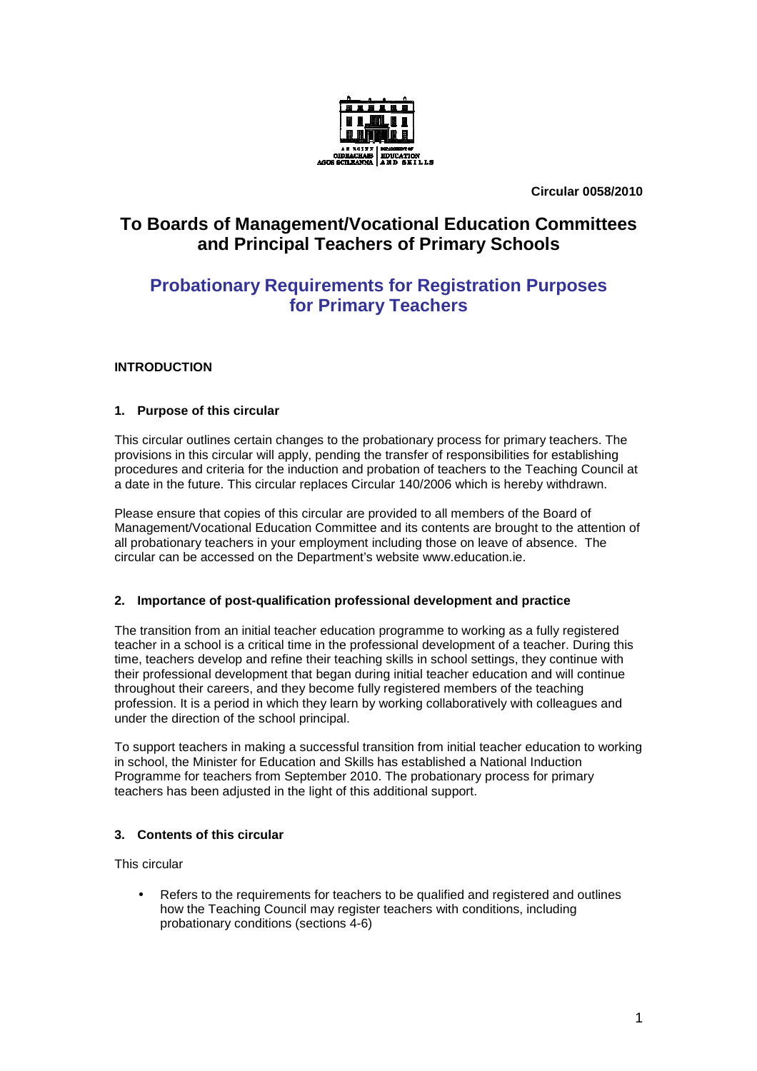Circular 0058/2010

# To Boards of Management/Vocational Education Committees and Principal Teachers of Primary Schools

# Probationary Requirements for Registration Purposes for Primary Teachers

### INTRODUCTION

#### 1. Purpose of this circular

This circular outlines certain changes to the probationary process for primary teachers. The provisions in this circular will apply, pending the transfer of responsibilities for establishing procedures and criteria for the induction and probation of teachers to the Teaching Council at a date in the future. This circular replaces Circular 140/2006 which is hereby withdrawn.

Please ensure that copies of this circular are provided to all members of the Board of Management/Vocational Education Committee and its contents are brought to the attention of all probationary teachers in your employment including those on leave of absence. The circular can be accessed on the Department's website www.education.ie.

#### 2. Importance of post-qualification professional development and practice

The transition from an initial teacher education programme to working as a fully registered teacher in a school is a critical time in the professional development of a teacher. During this time, teachers develop and refine their teaching skills in school settings, they continue with their professional development that began during initial teacher education and will continue throughout their careers, and they become fully registered members of the teaching profession. It is a period in which they learn by working collaboratively with colleagues and under the direction of the school principal.

To support teachers in making a successful transition from initial teacher education to working in school, the Minister for Education and Skills has established a National Induction Programme for teachers from September 2010. The probationary process for primary teachers has been adjusted in the light of this additional support.

#### 3. Contents of this circular

This circular

- Refers to the requirements for teachers to be qualified and registered and outlines how the Teaching Council may register teachers with conditions, including probationary conditions (sections 4-6)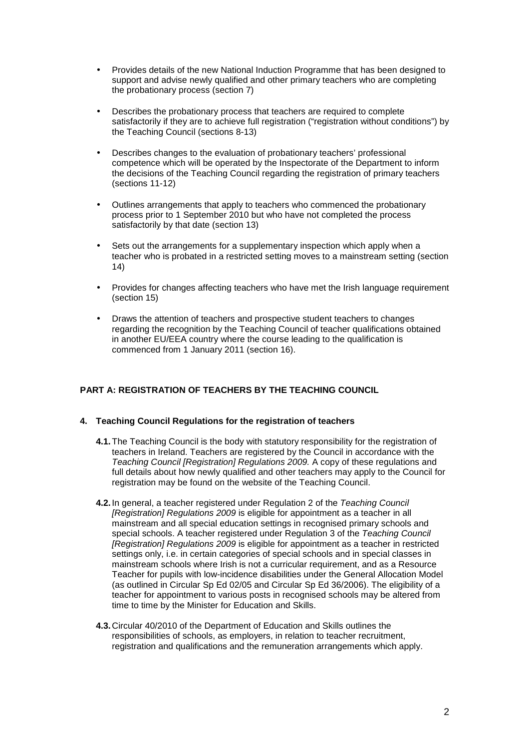- Provides details of the new National Induction Programme that has been designed to support and advise newly qualified and other primary teachers who are completing the probationary process (section 7)

- Describes the probationary process that teachers are required to complete satisfactorily if they are to achieve full registration ("registration without conditions") by the Teaching Council (sections 8-13)

- Describes changes to the evaluation of probationary teachers' professional competence which will be operated by the Inspectorate of the Department to inform the decisions of the Teaching Council regarding the registration of primary teachers (sections 11-12)

- Outlines arrangements that apply to teachers who commenced the probationary process prior to 1 September 2010 but who have not completed the process satisfactorily by that date (section 13)

- Sets out the arrangements for a supplementary inspection which apply when a teacher who is probated in a restricted setting moves to a mainstream setting (section 14)

- Provides for changes affecting teachers who have met the Irish language requirement (section 15)

- Draws the attention of teachers and prospective student teachers to changes regarding the recognition by the Teaching Council of teacher qualifications obtained in another EU/EEA country where the course leading to the qualification is commenced from 1 January 2011 (section 16).

## PART A: REGISTRATION OF TEACHERS BY THE TEACHING COUNCIL

### 4. Teaching Council Regulations for the registration of teachers

**4.1.** The Teaching Council is the body with statutory responsibility for the registration of teachers in Ireland. Teachers are registered by the Council in accordance with the *Teaching Council [Registration] Regulations 2009.* A copy of these regulations and full details about how newly qualified and other teachers may apply to the Council for registration may be found on the website of the Teaching Council.

**4.2.** In general, a teacher registered under Regulation 2 of the *Teaching Council [Registration] Regulations 2009* is eligible for appointment as a teacher in all mainstream and all special education settings in recognised primary schools and special schools. A teacher registered under Regulation 3 of the *Teaching Council [Registration] Regulations 2009* is eligible for appointment as a teacher in restricted settings only, i.e. in certain categories of special schools and in special classes in mainstream schools where Irish is not a curricular requirement, and as a Resource Teacher for pupils with low-incidence disabilities under the General Allocation Model (as outlined in Circular Sp Ed 02/05 and Circular Sp Ed 36/2006). The eligibility of a teacher for appointment to various posts in recognised schools may be altered from time to time by the Minister for Education and Skills.

**4.3.** Circular 40/2010 of the Department of Education and Skills outlines the responsibilities of schools, as employers, in relation to teacher recruitment, registration and qualifications and the remuneration arrangements which apply.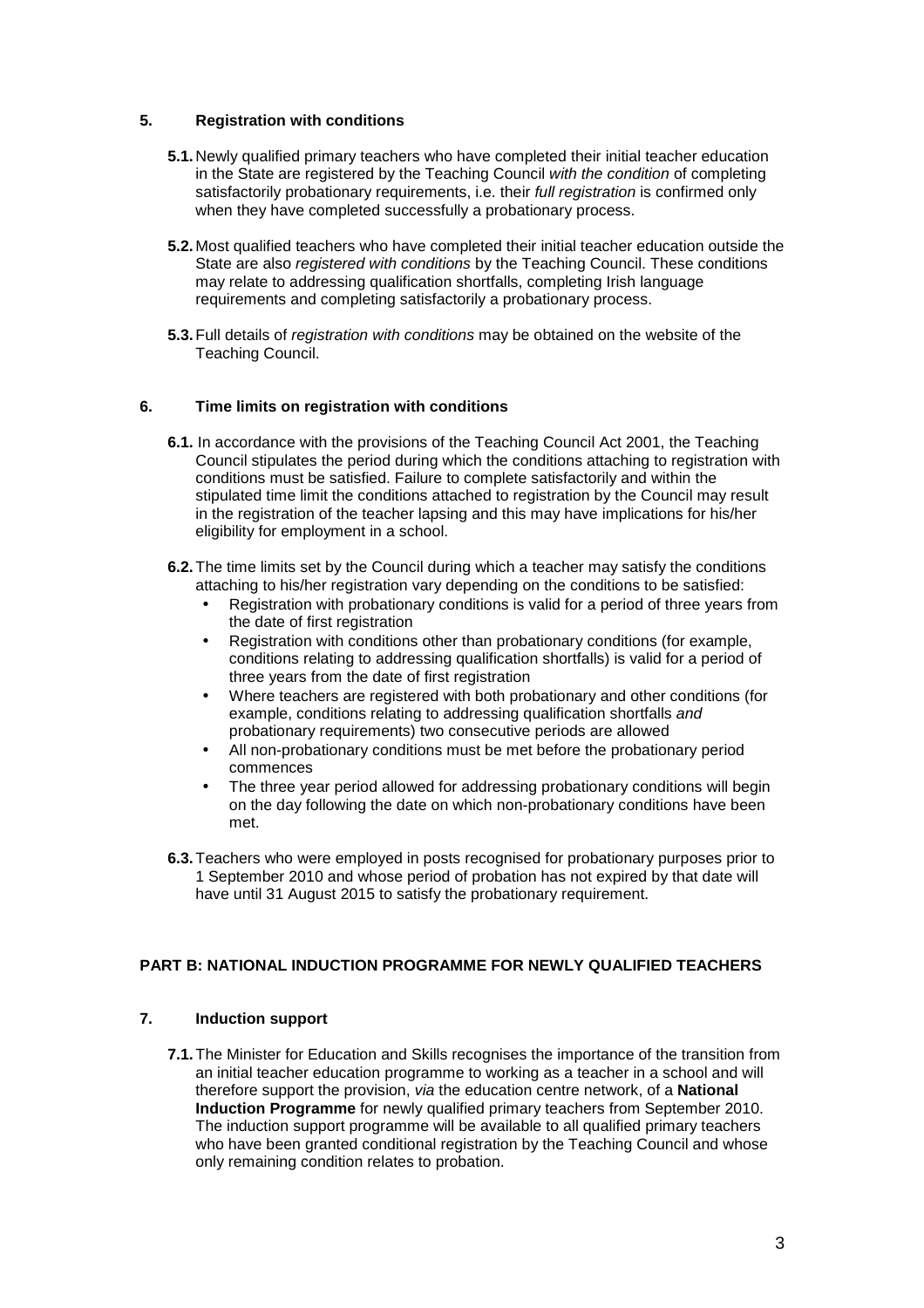## 5. Registration with conditions

**5.1.** Newly qualified primary teachers who have completed their initial teacher education in the State are registered by the Teaching Council *with the condition* of completing satisfactorily probationary requirements, i.e. their *full registration* is confirmed only when they have completed successfully a probationary process.

**5.2.** Most qualified teachers who have completed their initial teacher education outside the State are also *registered with conditions* by the Teaching Council. These conditions may relate to addressing qualification shortfalls, completing Irish language requirements and completing satisfactorily a probationary process.

**5.3.** Full details of *registration with conditions* may be obtained on the website of the Teaching Council.

## 6. Time limits on registration with conditions

**6.1.** In accordance with the provisions of the Teaching Council Act 2001, the Teaching Council stipulates the period during which the conditions attaching to registration with conditions must be satisfied. Failure to complete satisfactorily and within the stipulated time limit the conditions attached to registration by the Council may result in the registration of the teacher lapsing and this may have implications for his/her eligibility for employment in a school.

**6.2.** The time limits set by the Council during which a teacher may satisfy the conditions attaching to his/her registration vary depending on the conditions to be satisfied:

- Registration with probationary conditions is valid for a period of three years from the date of first registration
- Registration with conditions other than probationary conditions (for example, conditions relating to addressing qualification shortfalls) is valid for a period of three years from the date of first registration
- Where teachers are registered with both probationary and other conditions (for example, conditions relating to addressing qualification shortfalls *and* probationary requirements) two consecutive periods are allowed
- All non-probationary conditions must be met before the probationary period commences
- The three year period allowed for addressing probationary conditions will begin on the day following the date on which non-probationary conditions have been met.

**6.3.** Teachers who were employed in posts recognised for probationary purposes prior to 1 September 2010 and whose period of probation has not expired by that date will have until 31 August 2015 to satisfy the probationary requirement.

# PART B: NATIONAL INDUCTION PROGRAMME FOR NEWLY QUALIFIED TEACHERS

## 7. Induction support

**7.1.** The Minister for Education and Skills recognises the importance of the transition from an initial teacher education programme to working as a teacher in a school and will therefore support the provision, *via* the education centre network, of a **National Induction Programme** for newly qualified primary teachers from September 2010. The induction support programme will be available to all qualified primary teachers who have been granted conditional registration by the Teaching Council and whose only remaining condition relates to probation.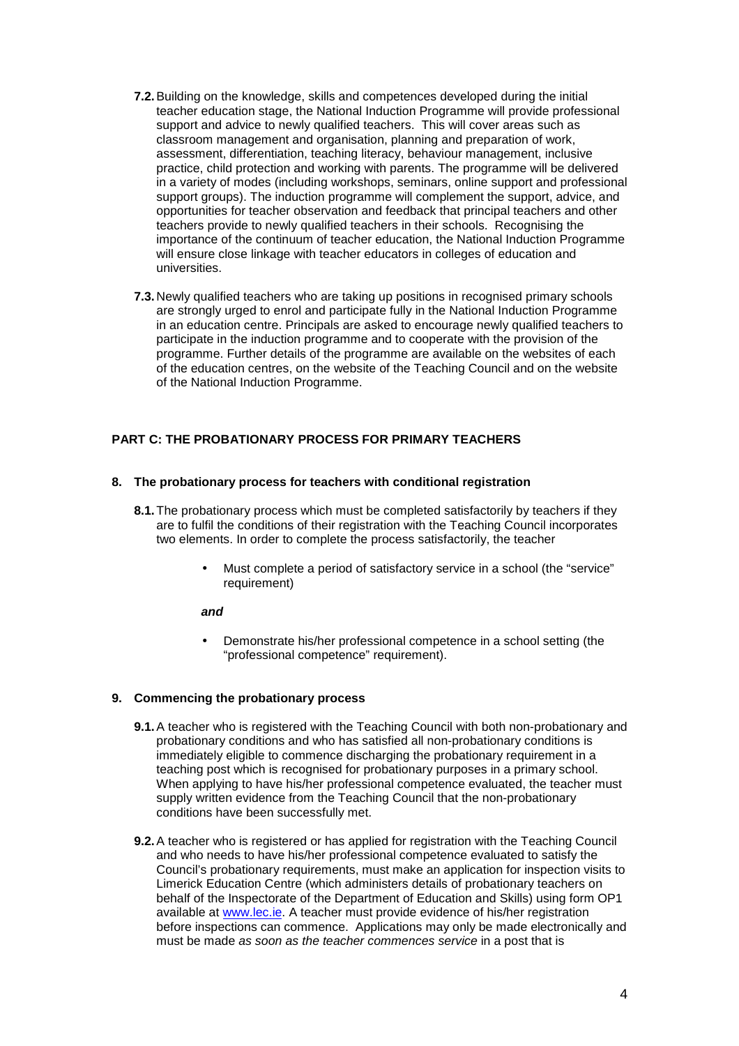**7.2.** Building on the knowledge, skills and competences developed during the initial teacher education stage, the National Induction Programme will provide professional support and advice to newly qualified teachers. This will cover areas such as classroom management and organisation, planning and preparation of work, assessment, differentiation, teaching literacy, behaviour management, inclusive practice, child protection and working with parents. The programme will be delivered in a variety of modes (including workshops, seminars, online support and professional support groups). The induction programme will complement the support, advice, and opportunities for teacher observation and feedback that principal teachers and other teachers provide to newly qualified teachers in their schools. Recognising the importance of the continuum of teacher education, the National Induction Programme will ensure close linkage with teacher educators in colleges of education and universities.

**7.3.** Newly qualified teachers who are taking up positions in recognised primary schools are strongly urged to enrol and participate fully in the National Induction Programme in an education centre. Principals are asked to encourage newly qualified teachers to participate in the induction programme and to cooperate with the provision of the programme. Further details of the programme are available on the websites of each of the education centres, on the website of the Teaching Council and on the website of the National Induction Programme.

## PART C: THE PROBATIONARY PROCESS FOR PRIMARY TEACHERS

### 8. The probationary process for teachers with conditional registration

**8.1.** The probationary process which must be completed satisfactorily by teachers if they are to fulfil the conditions of their registration with the Teaching Council incorporates two elements. In order to complete the process satisfactorily, the teacher

- Must complete a period of satisfactory service in a school (the "service" requirement)

***and***

- Demonstrate his/her professional competence in a school setting (the "professional competence" requirement).

### 9. Commencing the probationary process

**9.1.** A teacher who is registered with the Teaching Council with both non-probationary and probationary conditions and who has satisfied all non-probationary conditions is immediately eligible to commence discharging the probationary requirement in a teaching post which is recognised for probationary purposes in a primary school. When applying to have his/her professional competence evaluated, the teacher must supply written evidence from the Teaching Council that the non-probationary conditions have been successfully met.

**9.2.** A teacher who is registered or has applied for registration with the Teaching Council and who needs to have his/her professional competence evaluated to satisfy the Council's probationary requirements, must make an application for inspection visits to Limerick Education Centre (which administers details of probationary teachers on behalf of the Inspectorate of the Department of Education and Skills) using form OP1 available at www.lec.ie. A teacher must provide evidence of his/her registration before inspections can commence. Applications may only be made electronically and must be made *as soon as the teacher commences service* in a post that is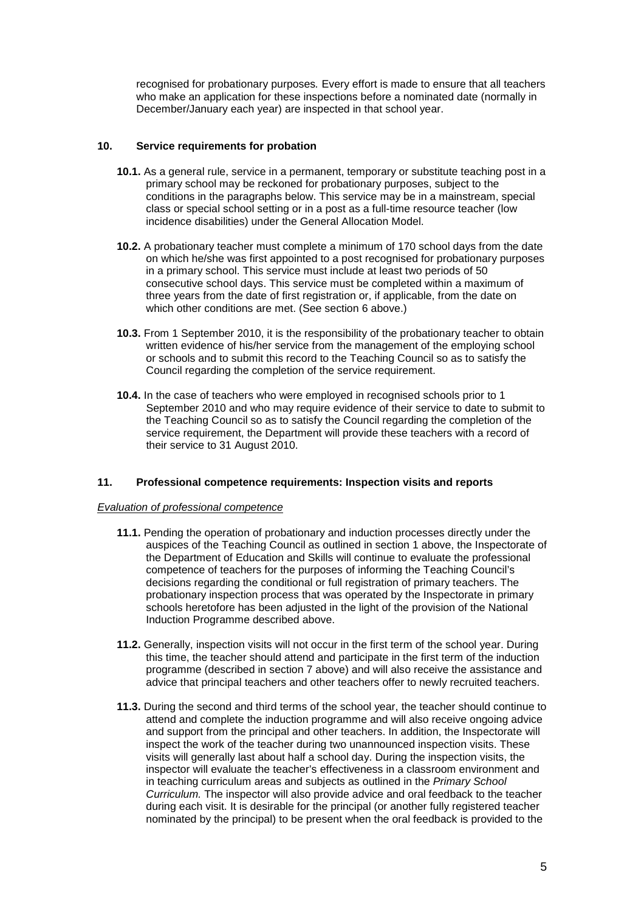recognised for probationary purposes*.* Every effort is made to ensure that all teachers who make an application for these inspections before a nominated date (normally in December/January each year) are inspected in that school year.

## 10. Service requirements for probation

**10.1.** As a general rule, service in a permanent, temporary or substitute teaching post in a primary school may be reckoned for probationary purposes, subject to the conditions in the paragraphs below. This service may be in a mainstream, special class or special school setting or in a post as a full-time resource teacher (low incidence disabilities) under the General Allocation Model.

**10.2.** A probationary teacher must complete a minimum of 170 school days from the date on which he/she was first appointed to a post recognised for probationary purposes in a primary school. This service must include at least two periods of 50 consecutive school days. This service must be completed within a maximum of three years from the date of first registration or, if applicable, from the date on which other conditions are met. (See section 6 above.)

**10.3.** From 1 September 2010, it is the responsibility of the probationary teacher to obtain written evidence of his/her service from the management of the employing school or schools and to submit this record to the Teaching Council so as to satisfy the Council regarding the completion of the service requirement.

**10.4.** In the case of teachers who were employed in recognised schools prior to 1 September 2010 and who may require evidence of their service to date to submit to the Teaching Council so as to satisfy the Council regarding the completion of the service requirement, the Department will provide these teachers with a record of their service to 31 August 2010.

## 11. Professional competence requirements: Inspection visits and reports

*Evaluation of professional competence*

**11.1.** Pending the operation of probationary and induction processes directly under the auspices of the Teaching Council as outlined in section 1 above, the Inspectorate of the Department of Education and Skills will continue to evaluate the professional competence of teachers for the purposes of informing the Teaching Council's decisions regarding the conditional or full registration of primary teachers. The probationary inspection process that was operated by the Inspectorate in primary schools heretofore has been adjusted in the light of the provision of the National Induction Programme described above.

**11.2.** Generally, inspection visits will not occur in the first term of the school year. During this time, the teacher should attend and participate in the first term of the induction programme (described in section 7 above) and will also receive the assistance and advice that principal teachers and other teachers offer to newly recruited teachers.

**11.3.** During the second and third terms of the school year, the teacher should continue to attend and complete the induction programme and will also receive ongoing advice and support from the principal and other teachers. In addition, the Inspectorate will inspect the work of the teacher during two unannounced inspection visits. These visits will generally last about half a school day. During the inspection visits, the inspector will evaluate the teacher's effectiveness in a classroom environment and in teaching curriculum areas and subjects as outlined in the *Primary School Curriculum.* The inspector will also provide advice and oral feedback to the teacher during each visit. It is desirable for the principal (or another fully registered teacher nominated by the principal) to be present when the oral feedback is provided to the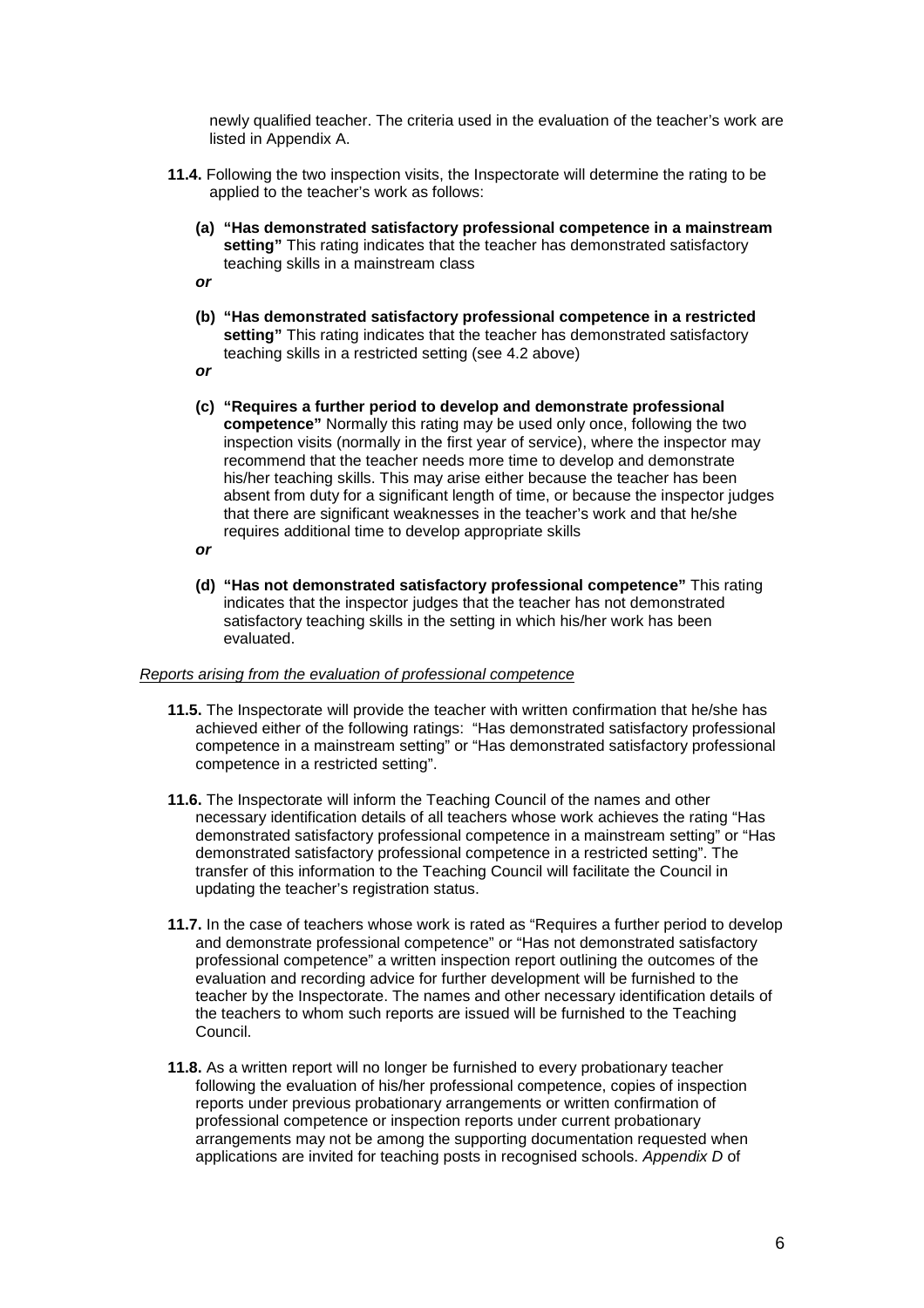newly qualified teacher. The criteria used in the evaluation of the teacher's work are listed in Appendix A.

**11.4.** Following the two inspection visits, the Inspectorate will determine the rating to be applied to the teacher's work as follows:

**(a) "Has demonstrated satisfactory professional competence in a mainstream setting"** This rating indicates that the teacher has demonstrated satisfactory teaching skills in a mainstream class

***or***

**(b) "Has demonstrated satisfactory professional competence in a restricted setting"** This rating indicates that the teacher has demonstrated satisfactory teaching skills in a restricted setting (see 4.2 above)

***or***

**(c) "Requires a further period to develop and demonstrate professional competence"** Normally this rating may be used only once, following the two inspection visits (normally in the first year of service), where the inspector may recommend that the teacher needs more time to develop and demonstrate his/her teaching skills. This may arise either because the teacher has been absent from duty for a significant length of time, or because the inspector judges that there are significant weaknesses in the teacher's work and that he/she requires additional time to develop appropriate skills

***or***

**(d) "Has not demonstrated satisfactory professional competence"** This rating indicates that the inspector judges that the teacher has not demonstrated satisfactory teaching skills in the setting in which his/her work has been evaluated.

*Reports arising from the evaluation of professional competence*

**11.5.** The Inspectorate will provide the teacher with written confirmation that he/she has achieved either of the following ratings: "Has demonstrated satisfactory professional competence in a mainstream setting" or "Has demonstrated satisfactory professional competence in a restricted setting".

**11.6.** The Inspectorate will inform the Teaching Council of the names and other necessary identification details of all teachers whose work achieves the rating "Has demonstrated satisfactory professional competence in a mainstream setting" or "Has demonstrated satisfactory professional competence in a restricted setting". The transfer of this information to the Teaching Council will facilitate the Council in updating the teacher's registration status.

**11.7.** In the case of teachers whose work is rated as "Requires a further period to develop and demonstrate professional competence" or "Has not demonstrated satisfactory professional competence" a written inspection report outlining the outcomes of the evaluation and recording advice for further development will be furnished to the teacher by the Inspectorate. The names and other necessary identification details of the teachers to whom such reports are issued will be furnished to the Teaching Council.

**11.8.** As a written report will no longer be furnished to every probationary teacher following the evaluation of his/her professional competence, copies of inspection reports under previous probationary arrangements or written confirmation of professional competence or inspection reports under current probationary arrangements may not be among the supporting documentation requested when applications are invited for teaching posts in recognised schools. *Appendix D* of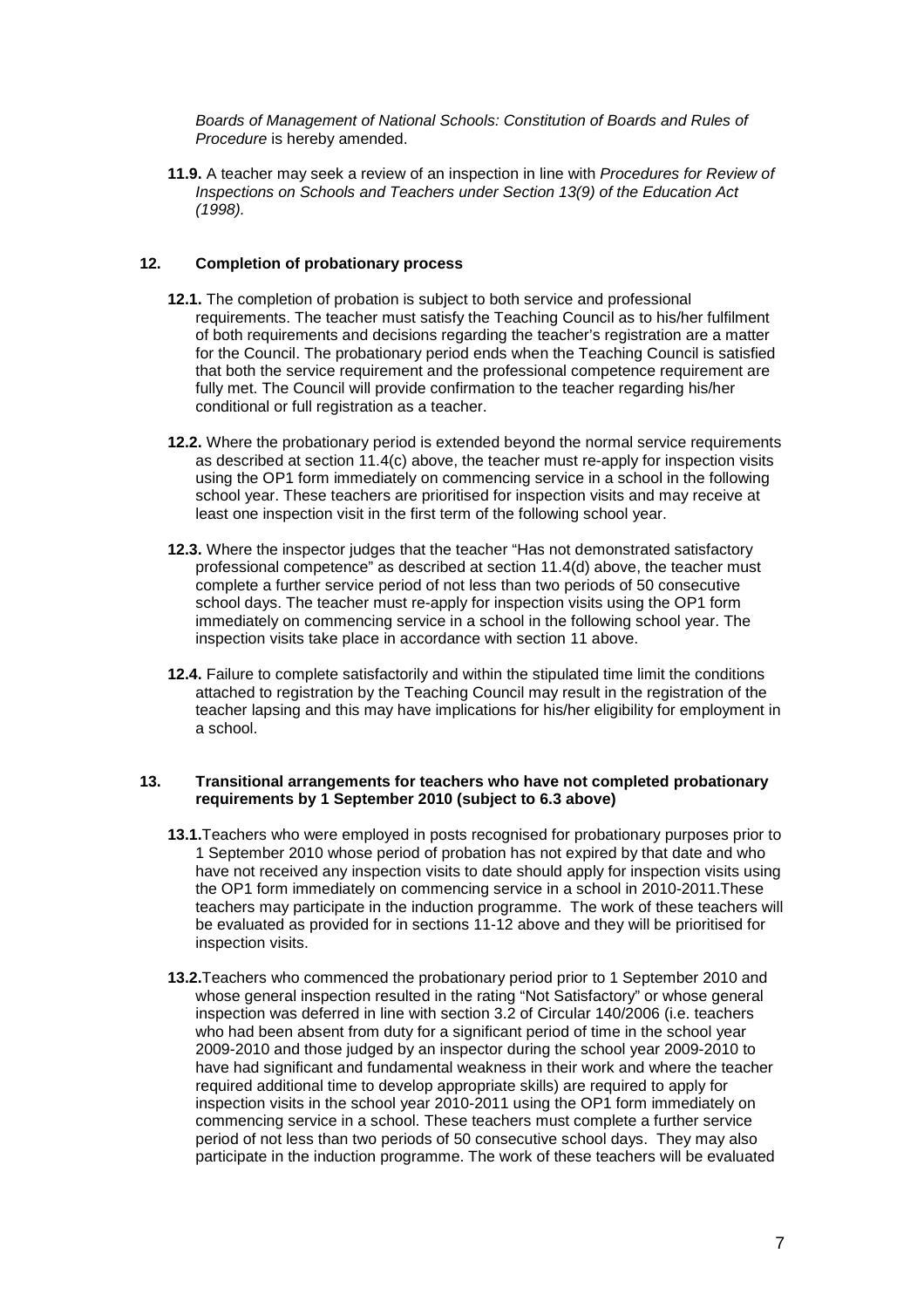*Boards of Management of National Schools: Constitution of Boards and Rules of Procedure* is hereby amended.

**11.9.** A teacher may seek a review of an inspection in line with *Procedures for Review of Inspections on Schools and Teachers under Section 13(9) of the Education Act (1998).*

## 12. Completion of probationary process

**12.1.** The completion of probation is subject to both service and professional requirements. The teacher must satisfy the Teaching Council as to his/her fulfilment of both requirements and decisions regarding the teacher's registration are a matter for the Council. The probationary period ends when the Teaching Council is satisfied that both the service requirement and the professional competence requirement are fully met. The Council will provide confirmation to the teacher regarding his/her conditional or full registration as a teacher.

**12.2.** Where the probationary period is extended beyond the normal service requirements as described at section 11.4(c) above, the teacher must re-apply for inspection visits using the OP1 form immediately on commencing service in a school in the following school year. These teachers are prioritised for inspection visits and may receive at least one inspection visit in the first term of the following school year.

**12.3.** Where the inspector judges that the teacher "Has not demonstrated satisfactory professional competence" as described at section 11.4(d) above, the teacher must complete a further service period of not less than two periods of 50 consecutive school days. The teacher must re-apply for inspection visits using the OP1 form immediately on commencing service in a school in the following school year. The inspection visits take place in accordance with section 11 above.

**12.4.** Failure to complete satisfactorily and within the stipulated time limit the conditions attached to registration by the Teaching Council may result in the registration of the teacher lapsing and this may have implications for his/her eligibility for employment in a school.

## 13. Transitional arrangements for teachers who have not completed probationary requirements by 1 September 2010 (subject to 6.3 above)

**13.1.** Teachers who were employed in posts recognised for probationary purposes prior to 1 September 2010 whose period of probation has not expired by that date and who have not received any inspection visits to date should apply for inspection visits using the OP1 form immediately on commencing service in a school in 2010-2011. These teachers may participate in the induction programme. The work of these teachers will be evaluated as provided for in sections 11-12 above and they will be prioritised for inspection visits.

**13.2.** Teachers who commenced the probationary period prior to 1 September 2010 and whose general inspection resulted in the rating "Not Satisfactory" or whose general inspection was deferred in line with section 3.2 of Circular 140/2006 (i.e. teachers who had been absent from duty for a significant period of time in the school year 2009-2010 and those judged by an inspector during the school year 2009-2010 to have had significant and fundamental weakness in their work and where the teacher required additional time to develop appropriate skills) are required to apply for inspection visits in the school year 2010-2011 using the OP1 form immediately on commencing service in a school. These teachers must complete a further service period of not less than two periods of 50 consecutive school days. They may also participate in the induction programme. The work of these teachers will be evaluated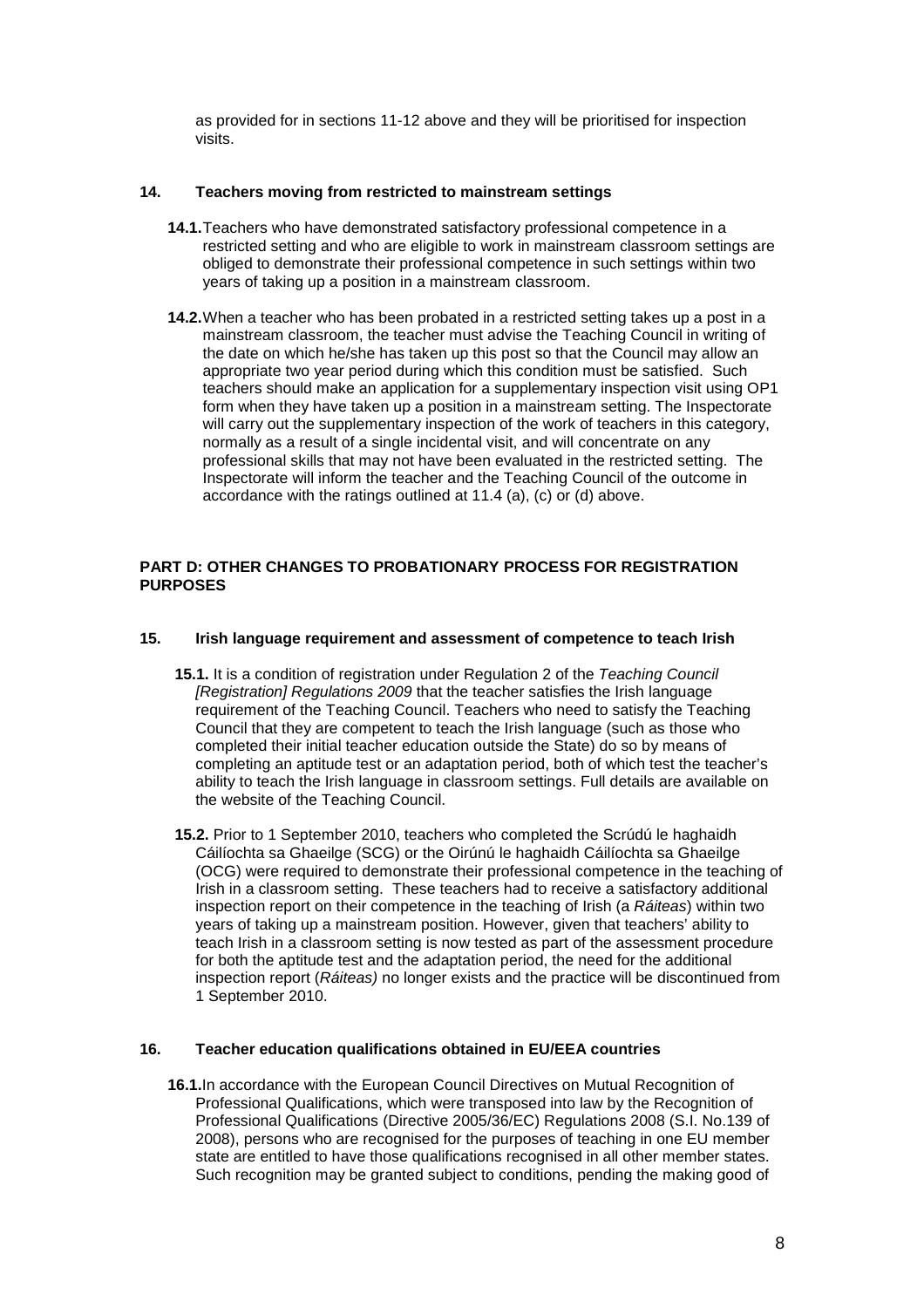as provided for in sections 11-12 above and they will be prioritised for inspection visits.

### 14. Teachers moving from restricted to mainstream settings

**14.1.** Teachers who have demonstrated satisfactory professional competence in a restricted setting and who are eligible to work in mainstream classroom settings are obliged to demonstrate their professional competence in such settings within two years of taking up a position in a mainstream classroom.

**14.2.** When a teacher who has been probated in a restricted setting takes up a post in a mainstream classroom, the teacher must advise the Teaching Council in writing of the date on which he/she has taken up this post so that the Council may allow an appropriate two year period during which this condition must be satisfied. Such teachers should make an application for a supplementary inspection visit using OP1 form when they have taken up a position in a mainstream setting. The Inspectorate will carry out the supplementary inspection of the work of teachers in this category, normally as a result of a single incidental visit, and will concentrate on any professional skills that may not have been evaluated in the restricted setting. The Inspectorate will inform the teacher and the Teaching Council of the outcome in accordance with the ratings outlined at 11.4 (a), (c) or (d) above.

## PART D: OTHER CHANGES TO PROBATIONARY PROCESS FOR REGISTRATION PURPOSES

### 15. Irish language requirement and assessment of competence to teach Irish

**15.1.** It is a condition of registration under Regulation 2 of the *Teaching Council [Registration] Regulations 2009* that the teacher satisfies the Irish language requirement of the Teaching Council. Teachers who need to satisfy the Teaching Council that they are competent to teach the Irish language (such as those who completed their initial teacher education outside the State) do so by means of completing an aptitude test or an adaptation period, both of which test the teacher's ability to teach the Irish language in classroom settings. Full details are available on the website of the Teaching Council.

**15.2.** Prior to 1 September 2010, teachers who completed the Scrúdú le haghaidh Cáilíochta sa Ghaeilge (SCG) or the Oirúnú le haghaidh Cáilíochta sa Ghaeilge (OCG) were required to demonstrate their professional competence in the teaching of Irish in a classroom setting. These teachers had to receive a satisfactory additional inspection report on their competence in the teaching of Irish (a *Ráiteas*) within two years of taking up a mainstream position. However, given that teachers' ability to teach Irish in a classroom setting is now tested as part of the assessment procedure for both the aptitude test and the adaptation period, the need for the additional inspection report (*Ráiteas)* no longer exists and the practice will be discontinued from 1 September 2010.

### 16. Teacher education qualifications obtained in EU/EEA countries

**16.1.** In accordance with the European Council Directives on Mutual Recognition of Professional Qualifications, which were transposed into law by the Recognition of Professional Qualifications (Directive 2005/36/EC) Regulations 2008 (S.I. No.139 of 2008), persons who are recognised for the purposes of teaching in one EU member state are entitled to have those qualifications recognised in all other member states. Such recognition may be granted subject to conditions, pending the making good of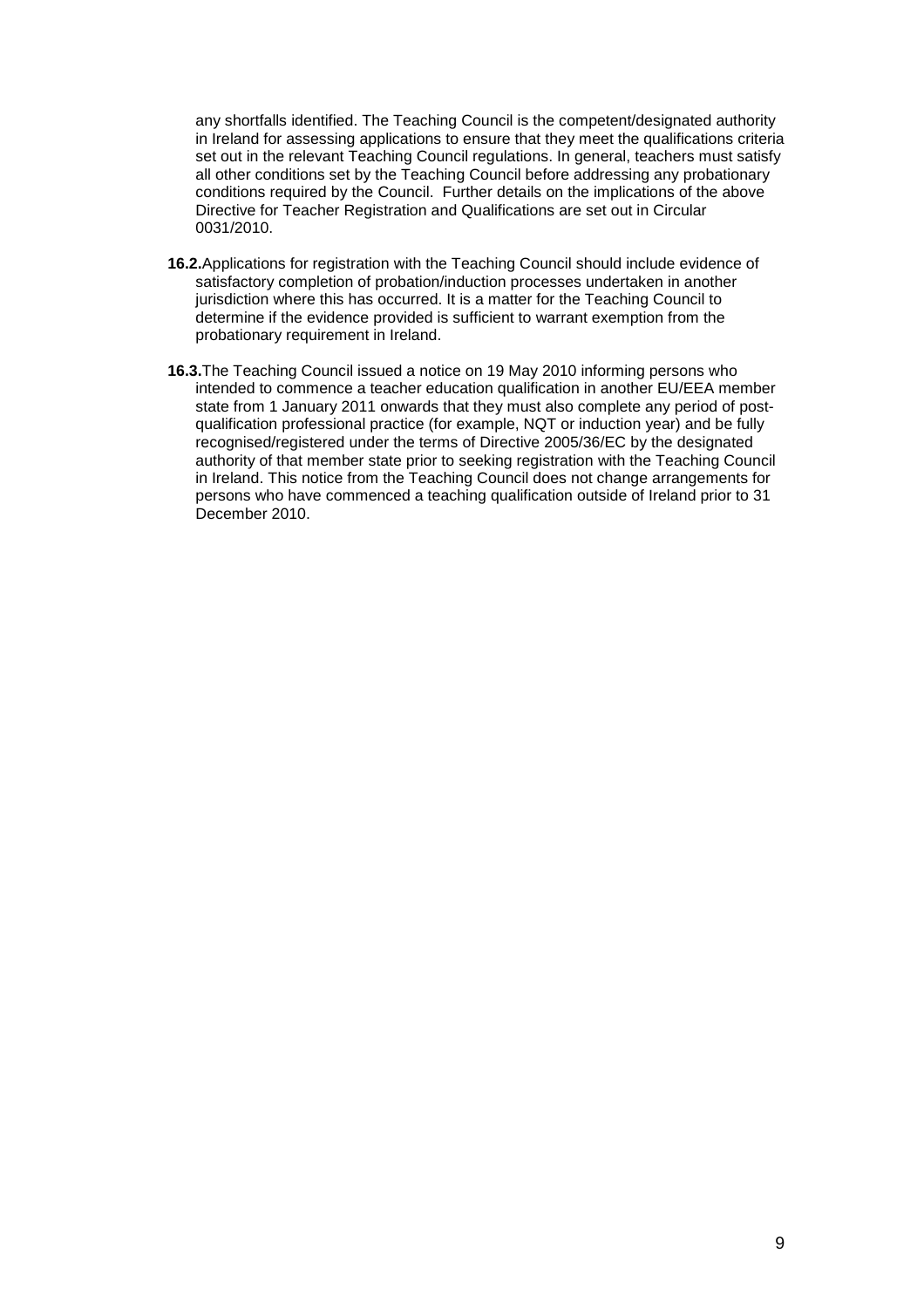any shortfalls identified. The Teaching Council is the competent/designated authority in Ireland for assessing applications to ensure that they meet the qualifications criteria set out in the relevant Teaching Council regulations. In general, teachers must satisfy all other conditions set by the Teaching Council before addressing any probationary conditions required by the Council. Further details on the implications of the above Directive for Teacher Registration and Qualifications are set out in Circular 0031/2010.

**16.2.** Applications for registration with the Teaching Council should include evidence of satisfactory completion of probation/induction processes undertaken in another jurisdiction where this has occurred. It is a matter for the Teaching Council to determine if the evidence provided is sufficient to warrant exemption from the probationary requirement in Ireland.

**16.3.** The Teaching Council issued a notice on 19 May 2010 informing persons who intended to commence a teacher education qualification in another EU/EEA member state from 1 January 2011 onwards that they must also complete any period of post-qualification professional practice (for example, NQT or induction year) and be fully recognised/registered under the terms of Directive 2005/36/EC by the designated authority of that member state prior to seeking registration with the Teaching Council in Ireland. This notice from the Teaching Council does not change arrangements for persons who have commenced a teaching qualification outside of Ireland prior to 31 December 2010.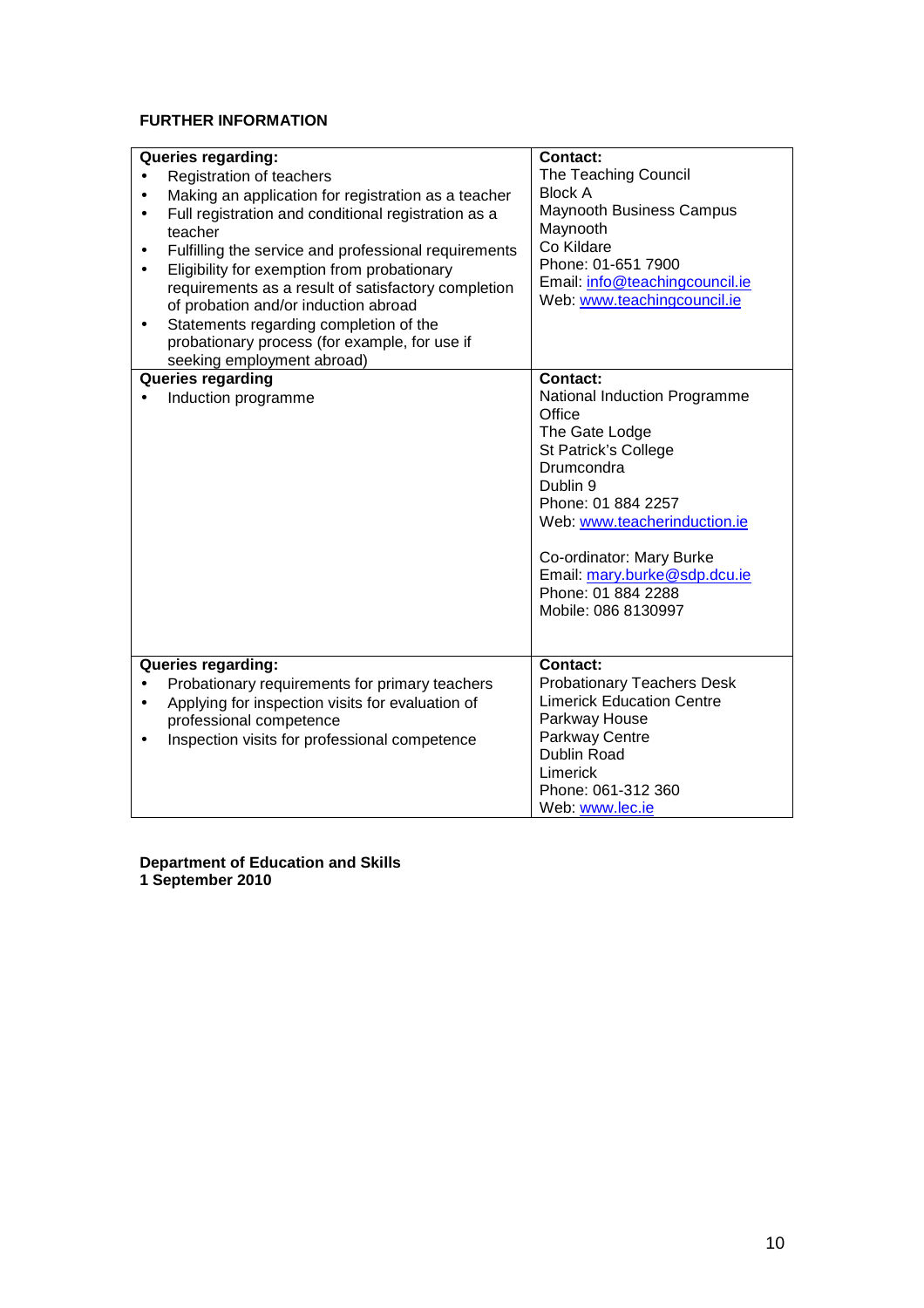**FURTHER INFORMATION**

| Queries regarding: | Contact: |
| --- | --- |
| • Registration of teachers<br>• Making an application for registration as a teacher<br>• Full registration and conditional registration as a teacher<br>• Fulfilling the service and professional requirements<br>• Eligibility for exemption from probationary requirements as a result of satisfactory completion of probation and/or induction abroad<br>• Statements regarding completion of the probationary process (for example, for use if seeking employment abroad) | The Teaching Council<br>Block A<br>Maynooth Business Campus<br>Maynooth<br>Co Kildare<br>Phone: 01-651 7900<br>Email: info@teachingcouncil.ie<br>Web: www.teachingcouncil.ie |
| **Queries regarding**<br>• Induction programme | **Contact:**<br>National Induction Programme Office<br>The Gate Lodge<br>St Patrick's College<br>Drumcondra<br>Dublin 9<br>Phone: 01 884 2257<br>Web: www.teacherinduction.ie<br><br>Co-ordinator: Mary Burke<br>Email: mary.burke@sdp.dcu.ie<br>Phone: 01 884 2288<br>Mobile: 086 8130997 |
| **Queries regarding:**<br>• Probationary requirements for primary teachers<br>• Applying for inspection visits for evaluation of professional competence<br>• Inspection visits for professional competence | **Contact:**<br>Probationary Teachers Desk<br>Limerick Education Centre<br>Parkway House<br>Parkway Centre<br>Dublin Road<br>Limerick<br>Phone: 061-312 360<br>Web: www.lec.ie |

**Department of Education and Skills**
**1 September 2010**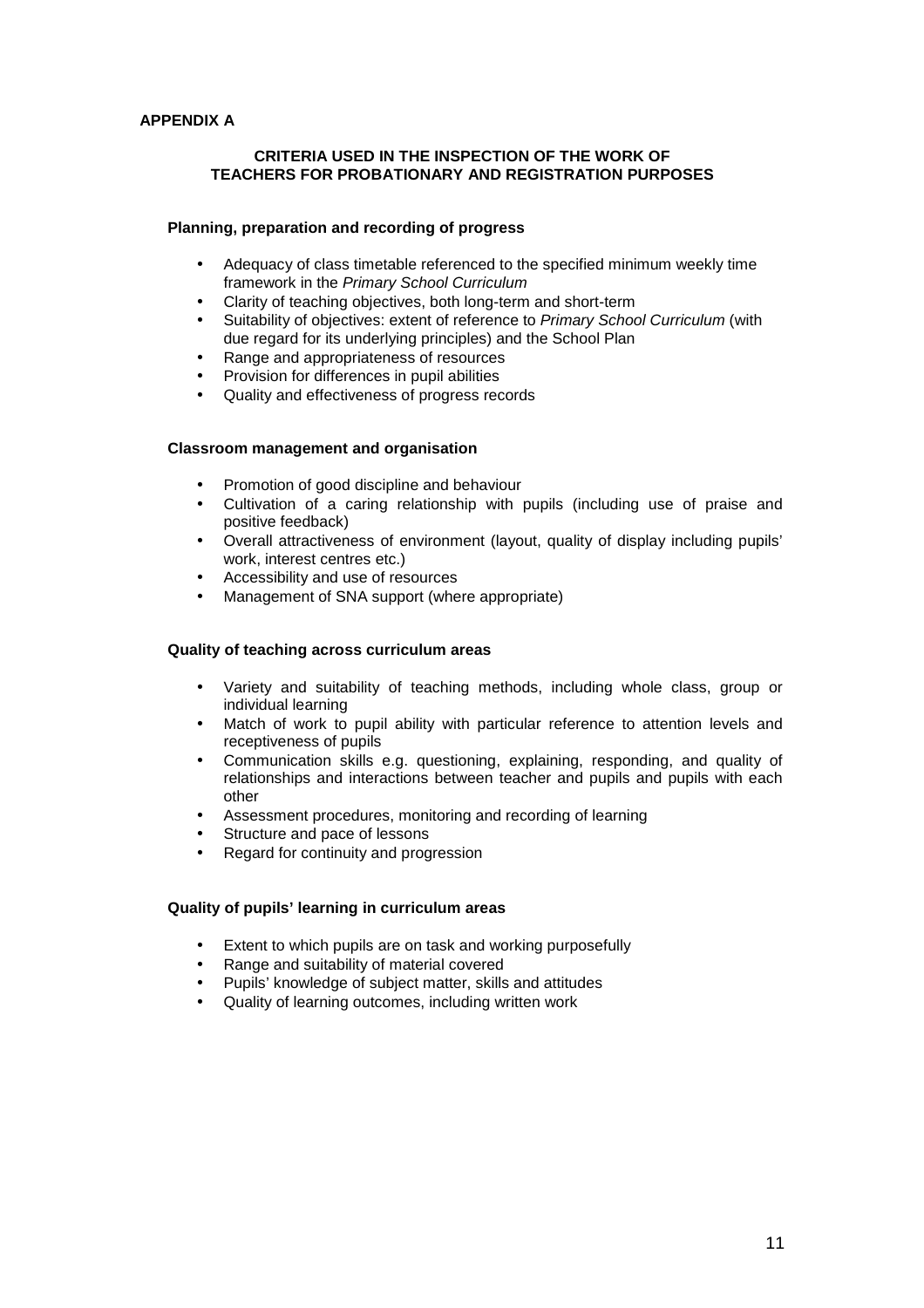**APPENDIX A**

## CRITERIA USED IN THE INSPECTION OF THE WORK OF TEACHERS FOR PROBATIONARY AND REGISTRATION PURPOSES

### Planning, preparation and recording of progress

- Adequacy of class timetable referenced to the specified minimum weekly time framework in the *Primary School Curriculum*
- Clarity of teaching objectives, both long-term and short-term
- Suitability of objectives: extent of reference to *Primary School Curriculum* (with due regard for its underlying principles) and the School Plan
- Range and appropriateness of resources
- Provision for differences in pupil abilities
- Quality and effectiveness of progress records

### Classroom management and organisation

- Promotion of good discipline and behaviour
- Cultivation of a caring relationship with pupils (including use of praise and positive feedback)
- Overall attractiveness of environment (layout, quality of display including pupils' work, interest centres etc.)
- Accessibility and use of resources
- Management of SNA support (where appropriate)

### Quality of teaching across curriculum areas

- Variety and suitability of teaching methods, including whole class, group or individual learning
- Match of work to pupil ability with particular reference to attention levels and receptiveness of pupils
- Communication skills e.g. questioning, explaining, responding, and quality of relationships and interactions between teacher and pupils and pupils with each other
- Assessment procedures, monitoring and recording of learning
- Structure and pace of lessons
- Regard for continuity and progression

### Quality of pupils' learning in curriculum areas

- Extent to which pupils are on task and working purposefully
- Range and suitability of material covered
- Pupils' knowledge of subject matter, skills and attitudes
- Quality of learning outcomes, including written work